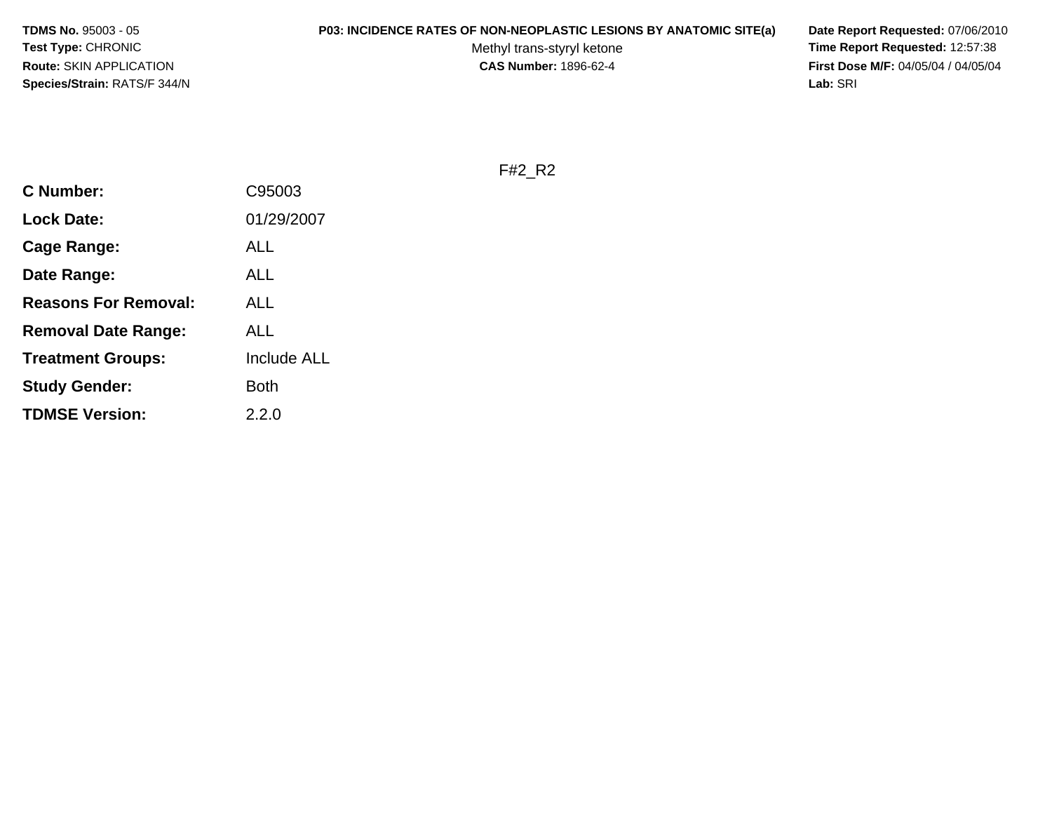**TDMS No.** 95003 - 05
**Test Type:** CHRONIC
**Route:** SKIN APPLICATION
**Species/Strain:** RATS/F 344/N

**P03: INCIDENCE RATES OF NON-NEOPLASTIC LESIONS BY ANATOMIC SITE(a)**
Methyl trans-styryl ketone
**CAS Number:** 1896-62-4

**Date Report Requested:** 07/06/2010
**Time Report Requested:** 12:57:38
**First Dose M/F:** 04/05/04 / 04/05/04
**Lab:** SRI

F#2_R2

| | |
|---|---|
| **C Number:** | C95003 |
| **Lock Date:** | 01/29/2007 |
| **Cage Range:** | ALL |
| **Date Range:** | ALL |
| **Reasons For Removal:** | ALL |
| **Removal Date Range:** | ALL |
| **Treatment Groups:** | Include ALL |
| **Study Gender:** | Both |
| **TDMSE Version:** | 2.2.0 |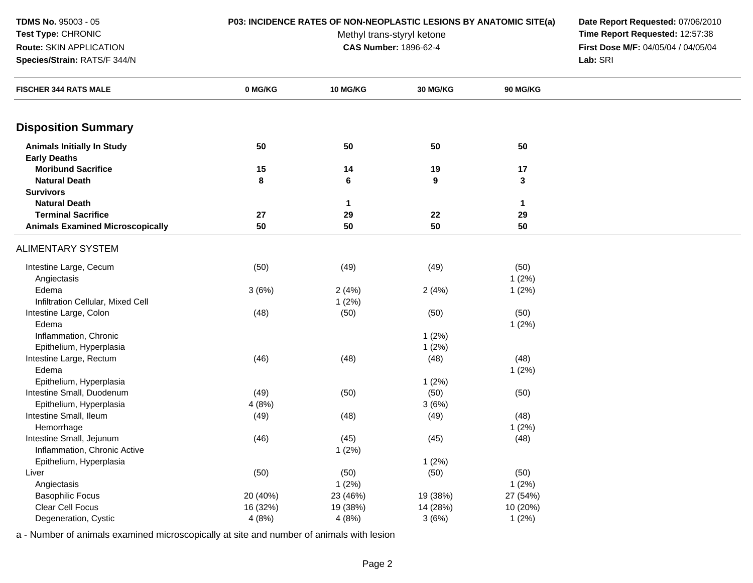**TDMS No.** 95003 - 05
**Test Type:** CHRONIC
**Route:** SKIN APPLICATION
**Species/Strain:** RATS/F 344/N

**P03: INCIDENCE RATES OF NON-NEOPLASTIC LESIONS BY ANATOMIC SITE(a)**
Methyl trans-styryl ketone
**CAS Number:** 1896-62-4

**Date Report Requested:** 07/06/2010
**Time Report Requested:** 12:57:38
**First Dose M/F:** 04/05/04 / 04/05/04
**Lab:** SRI

| FISCHER 344 RATS MALE | 0 MG/KG | 10 MG/KG | 30 MG/KG | 90 MG/KG |
|---|---|---|---|---|
| **Disposition Summary** | | | | |
| **Animals Initially In Study** | **50** | **50** | **50** | **50** |
| **Early Deaths** | | | | |
| **Moribund Sacrifice** | **15** | **14** | **19** | **17** |
| **Natural Death** | **8** | **6** | **9** | **3** |
| **Survivors** | | | | |
| **Natural Death** | | **1** | | **1** |
| **Terminal Sacrifice** | **27** | **29** | **22** | **29** |
| **Animals Examined Microscopically** | **50** | **50** | **50** | **50** |
| ALIMENTARY SYSTEM | | | | |
| Intestine Large, Cecum | (50) | (49) | (49) | (50) |
| Angiectasis | | | | 1 (2%) |
| Edema | 3 (6%) | 2 (4%) | 2 (4%) | 1 (2%) |
| Infiltration Cellular, Mixed Cell | | 1 (2%) | | |
| Intestine Large, Colon | (48) | (50) | (50) | (50) |
| Edema | | | | 1 (2%) |
| Inflammation, Chronic | | | 1 (2%) | |
| Epithelium, Hyperplasia | | | 1 (2%) | |
| Intestine Large, Rectum | (46) | (48) | (48) | (48) |
| Edema | | | | 1 (2%) |
| Epithelium, Hyperplasia | | | 1 (2%) | |
| Intestine Small, Duodenum | (49) | (50) | (50) | (50) |
| Epithelium, Hyperplasia | 4 (8%) | | 3 (6%) | |
| Intestine Small, Ileum | (49) | (48) | (49) | (48) |
| Hemorrhage | | | | 1 (2%) |
| Intestine Small, Jejunum | (46) | (45) | (45) | (48) |
| Inflammation, Chronic Active | | 1 (2%) | | |
| Epithelium, Hyperplasia | | | 1 (2%) | |
| Liver | (50) | (50) | (50) | (50) |
| Angiectasis | | 1 (2%) | | 1 (2%) |
| Basophilic Focus | 20 (40%) | 23 (46%) | 19 (38%) | 27 (54%) |
| Clear Cell Focus | 16 (32%) | 19 (38%) | 14 (28%) | 10 (20%) |
| Degeneration, Cystic | 4 (8%) | 4 (8%) | 3 (6%) | 1 (2%) |

a - Number of animals examined microscopically at site and number of animals with lesion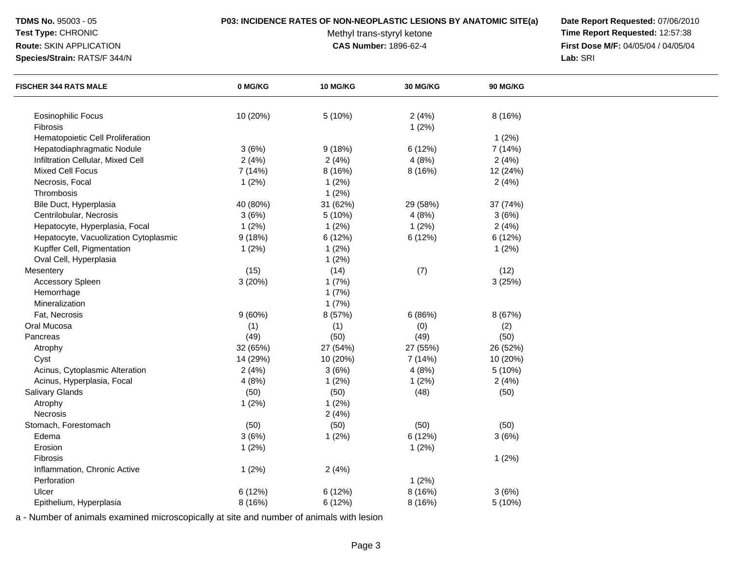**TDMS No.** 95003 - 05
**Test Type:** CHRONIC
**Route:** SKIN APPLICATION
**Species/Strain:** RATS/F 344/N

**P03: INCIDENCE RATES OF NON-NEOPLASTIC LESIONS BY ANATOMIC SITE(a)**
Methyl trans-styryl ketone
**CAS Number:** 1896-62-4

**Date Report Requested:** 07/06/2010
**Time Report Requested:** 12:57:38
**First Dose M/F:** 04/05/04 / 04/05/04
**Lab:** SRI

| FISCHER 344 RATS MALE | 0 MG/KG | 10 MG/KG | 30 MG/KG | 90 MG/KG |
|---|---|---|---|---|
| Eosinophilic Focus | 10 (20%) | 5 (10%) | 2 (4%) | 8 (16%) |
| Fibrosis | | | 1 (2%) | |
| Hematopoietic Cell Proliferation | | | | 1 (2%) |
| Hepatodiaphragmatic Nodule | 3 (6%) | 9 (18%) | 6 (12%) | 7 (14%) |
| Infiltration Cellular, Mixed Cell | 2 (4%) | 2 (4%) | 4 (8%) | 2 (4%) |
| Mixed Cell Focus | 7 (14%) | 8 (16%) | 8 (16%) | 12 (24%) |
| Necrosis, Focal | 1 (2%) | 1 (2%) | | 2 (4%) |
| Thrombosis | | 1 (2%) | | |
| Bile Duct, Hyperplasia | 40 (80%) | 31 (62%) | 29 (58%) | 37 (74%) |
| Centrilobular, Necrosis | 3 (6%) | 5 (10%) | 4 (8%) | 3 (6%) |
| Hepatocyte, Hyperplasia, Focal | 1 (2%) | 1 (2%) | 1 (2%) | 2 (4%) |
| Hepatocyte, Vacuolization Cytoplasmic | 9 (18%) | 6 (12%) | 6 (12%) | 6 (12%) |
| Kupffer Cell, Pigmentation | 1 (2%) | 1 (2%) | | 1 (2%) |
| Oval Cell, Hyperplasia | | 1 (2%) | | |
| Mesentery | (15) | (14) | (7) | (12) |
| Accessory Spleen | 3 (20%) | 1 (7%) | | 3 (25%) |
| Hemorrhage | | 1 (7%) | | |
| Mineralization | | 1 (7%) | | |
| Fat, Necrosis | 9 (60%) | 8 (57%) | 6 (86%) | 8 (67%) |
| Oral Mucosa | (1) | (1) | (0) | (2) |
| Pancreas | (49) | (50) | (49) | (50) |
| Atrophy | 32 (65%) | 27 (54%) | 27 (55%) | 26 (52%) |
| Cyst | 14 (29%) | 10 (20%) | 7 (14%) | 10 (20%) |
| Acinus, Cytoplasmic Alteration | 2 (4%) | 3 (6%) | 4 (8%) | 5 (10%) |
| Acinus, Hyperplasia, Focal | 4 (8%) | 1 (2%) | 1 (2%) | 2 (4%) |
| Salivary Glands | (50) | (50) | (48) | (50) |
| Atrophy | 1 (2%) | 1 (2%) | | |
| Necrosis | | 2 (4%) | | |
| Stomach, Forestomach | (50) | (50) | (50) | (50) |
| Edema | 3 (6%) | 1 (2%) | 6 (12%) | 3 (6%) |
| Erosion | 1 (2%) | | 1 (2%) | |
| Fibrosis | | | | 1 (2%) |
| Inflammation, Chronic Active | 1 (2%) | 2 (4%) | | |
| Perforation | | | 1 (2%) | |
| Ulcer | 6 (12%) | 6 (12%) | 8 (16%) | 3 (6%) |
| Epithelium, Hyperplasia | 8 (16%) | 6 (12%) | 8 (16%) | 5 (10%) |

a - Number of animals examined microscopically at site and number of animals with lesion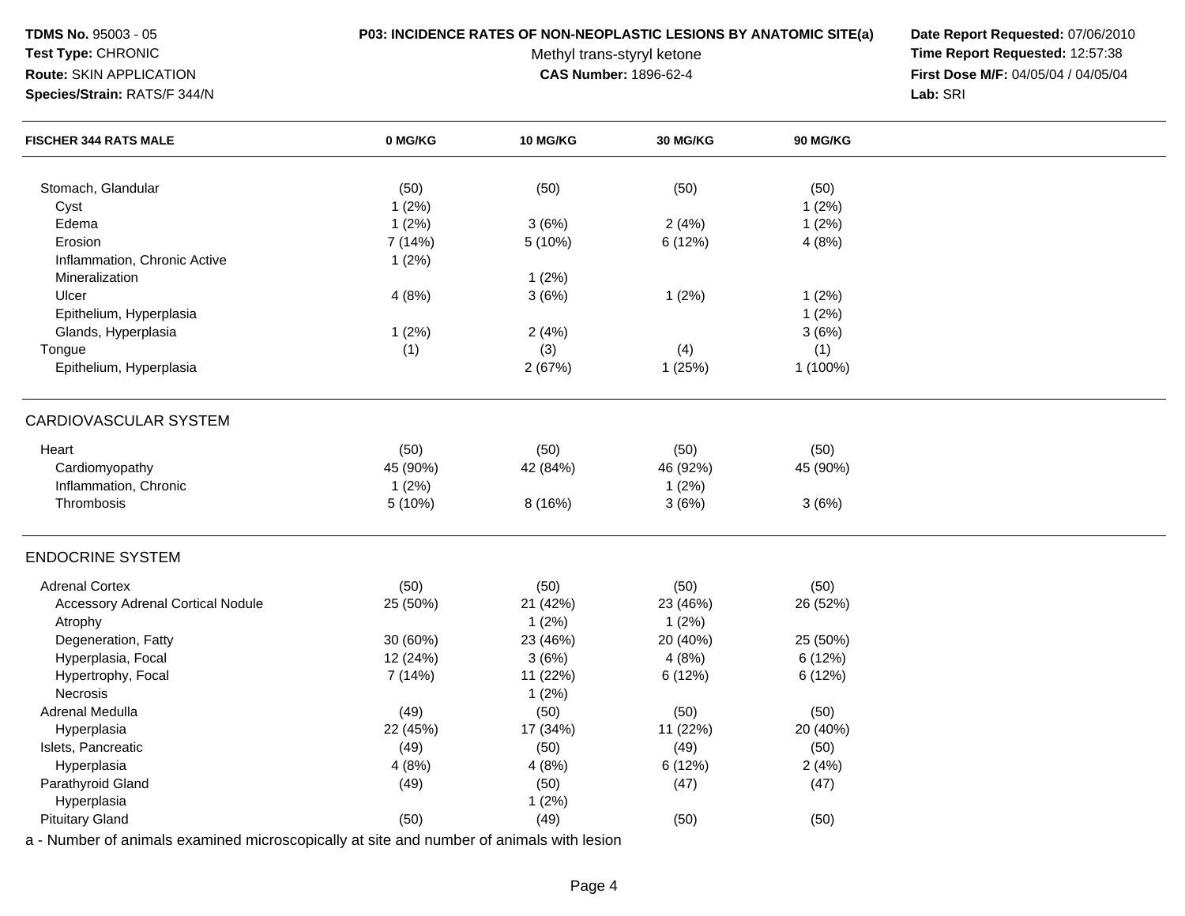**TDMS No.** 95003 - 05
**Test Type:** CHRONIC
**Route:** SKIN APPLICATION
**Species/Strain:** RATS/F 344/N

**P03: INCIDENCE RATES OF NON-NEOPLASTIC LESIONS BY ANATOMIC SITE(a)**
Methyl trans-styryl ketone
**CAS Number:** 1896-62-4

**Date Report Requested:** 07/06/2010
**Time Report Requested:** 12:57:38
**First Dose M/F:** 04/05/04 / 04/05/04
**Lab:** SRI

| FISCHER 344 RATS MALE | 0 MG/KG | 10 MG/KG | 30 MG/KG | 90 MG/KG |
|---|---|---|---|---|
| Stomach, Glandular | (50) | (50) | (50) | (50) |
| Cyst | 1 (2%) | | | 1 (2%) |
| Edema | 1 (2%) | 3 (6%) | 2 (4%) | 1 (2%) |
| Erosion | 7 (14%) | 5 (10%) | 6 (12%) | 4 (8%) |
| Inflammation, Chronic Active | 1 (2%) | | | |
| Mineralization | | 1 (2%) | | |
| Ulcer | 4 (8%) | 3 (6%) | 1 (2%) | 1 (2%) |
| Epithelium, Hyperplasia | | | | 1 (2%) |
| Glands, Hyperplasia | 1 (2%) | 2 (4%) | | 3 (6%) |
| Tongue | (1) | (3) | (4) | (1) |
| Epithelium, Hyperplasia | | 2 (67%) | 1 (25%) | 1 (100%) |
| **CARDIOVASCULAR SYSTEM** | | | | |
| Heart | (50) | (50) | (50) | (50) |
| Cardiomyopathy | 45 (90%) | 42 (84%) | 46 (92%) | 45 (90%) |
| Inflammation, Chronic | 1 (2%) | | 1 (2%) | |
| Thrombosis | 5 (10%) | 8 (16%) | 3 (6%) | 3 (6%) |
| **ENDOCRINE SYSTEM** | | | | |
| Adrenal Cortex | (50) | (50) | (50) | (50) |
| Accessory Adrenal Cortical Nodule | 25 (50%) | 21 (42%) | 23 (46%) | 26 (52%) |
| Atrophy | | 1 (2%) | 1 (2%) | |
| Degeneration, Fatty | 30 (60%) | 23 (46%) | 20 (40%) | 25 (50%) |
| Hyperplasia, Focal | 12 (24%) | 3 (6%) | 4 (8%) | 6 (12%) |
| Hypertrophy, Focal | 7 (14%) | 11 (22%) | 6 (12%) | 6 (12%) |
| Necrosis | | 1 (2%) | | |
| Adrenal Medulla | (49) | (50) | (50) | (50) |
| Hyperplasia | 22 (45%) | 17 (34%) | 11 (22%) | 20 (40%) |
| Islets, Pancreatic | (49) | (50) | (49) | (50) |
| Hyperplasia | 4 (8%) | 4 (8%) | 6 (12%) | 2 (4%) |
| Parathyroid Gland | (49) | (50) | (47) | (47) |
| Hyperplasia | | 1 (2%) | | |
| Pituitary Gland | (50) | (49) | (50) | (50) |

a - Number of animals examined microscopically at site and number of animals with lesion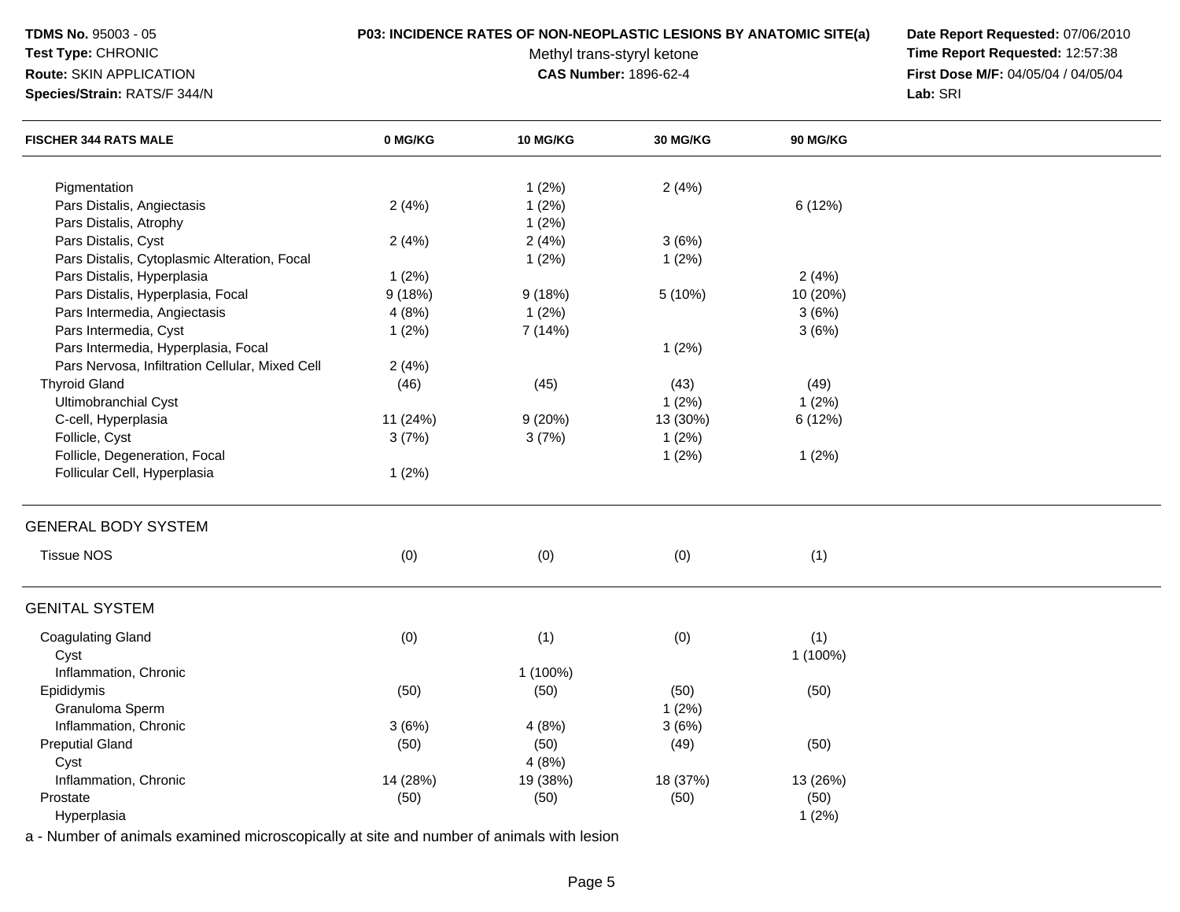**TDMS No.** 95003 - 05
**Test Type:** CHRONIC
**Route:** SKIN APPLICATION
**Species/Strain:** RATS/F 344/N

**P03: INCIDENCE RATES OF NON-NEOPLASTIC LESIONS BY ANATOMIC SITE(a)**
Methyl trans-styryl ketone
**CAS Number:** 1896-62-4

**Date Report Requested:** 07/06/2010
**Time Report Requested:** 12:57:38
**First Dose M/F:** 04/05/04 / 04/05/04
**Lab:** SRI

| FISCHER 344 RATS MALE | 0 MG/KG | 10 MG/KG | 30 MG/KG | 90 MG/KG |
|---|---|---|---|---|
| Pigmentation | | 1 (2%) | 2 (4%) | |
| Pars Distalis, Angiectasis | 2 (4%) | 1 (2%) | | 6 (12%) |
| Pars Distalis, Atrophy | | 1 (2%) | | |
| Pars Distalis, Cyst | 2 (4%) | 2 (4%) | 3 (6%) | |
| Pars Distalis, Cytoplasmic Alteration, Focal | | 1 (2%) | 1 (2%) | |
| Pars Distalis, Hyperplasia | 1 (2%) | | | 2 (4%) |
| Pars Distalis, Hyperplasia, Focal | 9 (18%) | 9 (18%) | 5 (10%) | 10 (20%) |
| Pars Intermedia, Angiectasis | 4 (8%) | 1 (2%) | | 3 (6%) |
| Pars Intermedia, Cyst | 1 (2%) | 7 (14%) | | 3 (6%) |
| Pars Intermedia, Hyperplasia, Focal | | | 1 (2%) | |
| Pars Nervosa, Infiltration Cellular, Mixed Cell | 2 (4%) | | | |
| Thyroid Gland | (46) | (45) | (43) | (49) |
| Ultimobranchial Cyst | | | 1 (2%) | 1 (2%) |
| C-cell, Hyperplasia | 11 (24%) | 9 (20%) | 13 (30%) | 6 (12%) |
| Follicle, Cyst | 3 (7%) | 3 (7%) | 1 (2%) | |
| Follicle, Degeneration, Focal | | | 1 (2%) | 1 (2%) |
| Follicular Cell, Hyperplasia | 1 (2%) | | | |

## GENERAL BODY SYSTEM

| | | | | |
|---|---|---|---|---|
| Tissue NOS | (0) | (0) | (0) | (1) |

## GENITAL SYSTEM

| | | | | |
|---|---|---|---|---|
| Coagulating Gland | (0) | (1) | (0) | (1) |
| Cyst | | | | 1 (100%) |
| Inflammation, Chronic | | 1 (100%) | | |
| Epididymis | (50) | (50) | (50) | (50) |
| Granuloma Sperm | | | 1 (2%) | |
| Inflammation, Chronic | 3 (6%) | 4 (8%) | 3 (6%) | |
| Preputial Gland | (50) | (50) | (49) | (50) |
| Cyst | | 4 (8%) | | |
| Inflammation, Chronic | 14 (28%) | 19 (38%) | 18 (37%) | 13 (26%) |
| Prostate | (50) | (50) | (50) | (50) |
| Hyperplasia | | | | 1 (2%) |

a - Number of animals examined microscopically at site and number of animals with lesion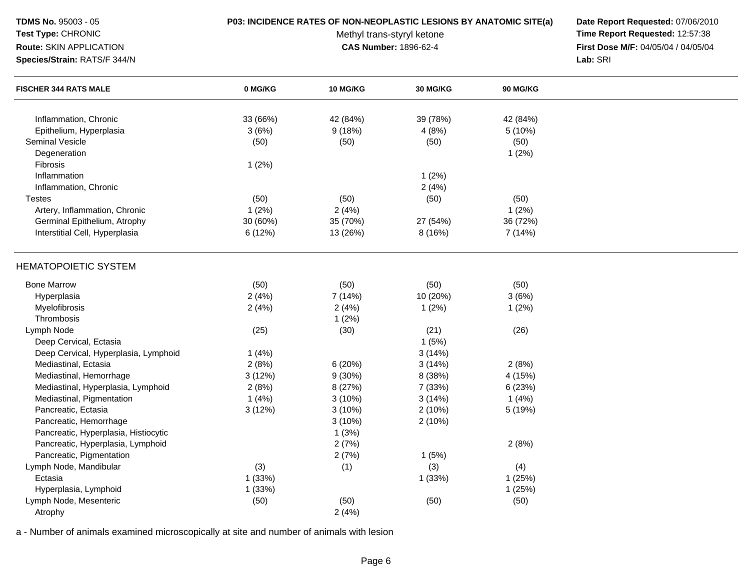| FISCHER 344 RATS MALE | 0 MG/KG | 10 MG/KG | 30 MG/KG | 90 MG/KG |
|---|---|---|---|---|
| Inflammation, Chronic | 33 (66%) | 42 (84%) | 39 (78%) | 42 (84%) |
| Epithelium, Hyperplasia | 3 (6%) | 9 (18%) | 4 (8%) | 5 (10%) |
| Seminal Vesicle | (50) | (50) | (50) | (50) |
| Degeneration | | | | 1 (2%) |
| Fibrosis | 1 (2%) | | | |
| Inflammation | | | 1 (2%) | |
| Inflammation, Chronic | | | 2 (4%) | |
| Testes | (50) | (50) | (50) | (50) |
| Artery, Inflammation, Chronic | 1 (2%) | 2 (4%) | | 1 (2%) |
| Germinal Epithelium, Atrophy | 30 (60%) | 35 (70%) | 27 (54%) | 36 (72%) |
| Interstitial Cell, Hyperplasia | 6 (12%) | 13 (26%) | 8 (16%) | 7 (14%) |

HEMATOPOIETIC SYSTEM

| FISCHER 344 RATS MALE | 0 MG/KG | 10 MG/KG | 30 MG/KG | 90 MG/KG |
|---|---|---|---|---|
| Bone Marrow | (50) | (50) | (50) | (50) |
| Hyperplasia | 2 (4%) | 7 (14%) | 10 (20%) | 3 (6%) |
| Myelofibrosis | 2 (4%) | 2 (4%) | 1 (2%) | 1 (2%) |
| Thrombosis | | 1 (2%) | | |
| Lymph Node | (25) | (30) | (21) | (26) |
| Deep Cervical, Ectasia | | | 1 (5%) | |
| Deep Cervical, Hyperplasia, Lymphoid | 1 (4%) | | 3 (14%) | |
| Mediastinal, Ectasia | 2 (8%) | 6 (20%) | 3 (14%) | 2 (8%) |
| Mediastinal, Hemorrhage | 3 (12%) | 9 (30%) | 8 (38%) | 4 (15%) |
| Mediastinal, Hyperplasia, Lymphoid | 2 (8%) | 8 (27%) | 7 (33%) | 6 (23%) |
| Mediastinal, Pigmentation | 1 (4%) | 3 (10%) | 3 (14%) | 1 (4%) |
| Pancreatic, Ectasia | 3 (12%) | 3 (10%) | 2 (10%) | 5 (19%) |
| Pancreatic, Hemorrhage | | 3 (10%) | 2 (10%) | |
| Pancreatic, Hyperplasia, Histiocytic | | 1 (3%) | | |
| Pancreatic, Hyperplasia, Lymphoid | | 2 (7%) | | 2 (8%) |
| Pancreatic, Pigmentation | | 2 (7%) | 1 (5%) | |
| Lymph Node, Mandibular | (3) | (1) | (3) | (4) |
| Ectasia | 1 (33%) | | 1 (33%) | 1 (25%) |
| Hyperplasia, Lymphoid | 1 (33%) | | | 1 (25%) |
| Lymph Node, Mesenteric | (50) | (50) | (50) | (50) |
| Atrophy | | 2 (4%) | | |

a - Number of animals examined microscopically at site and number of animals with lesion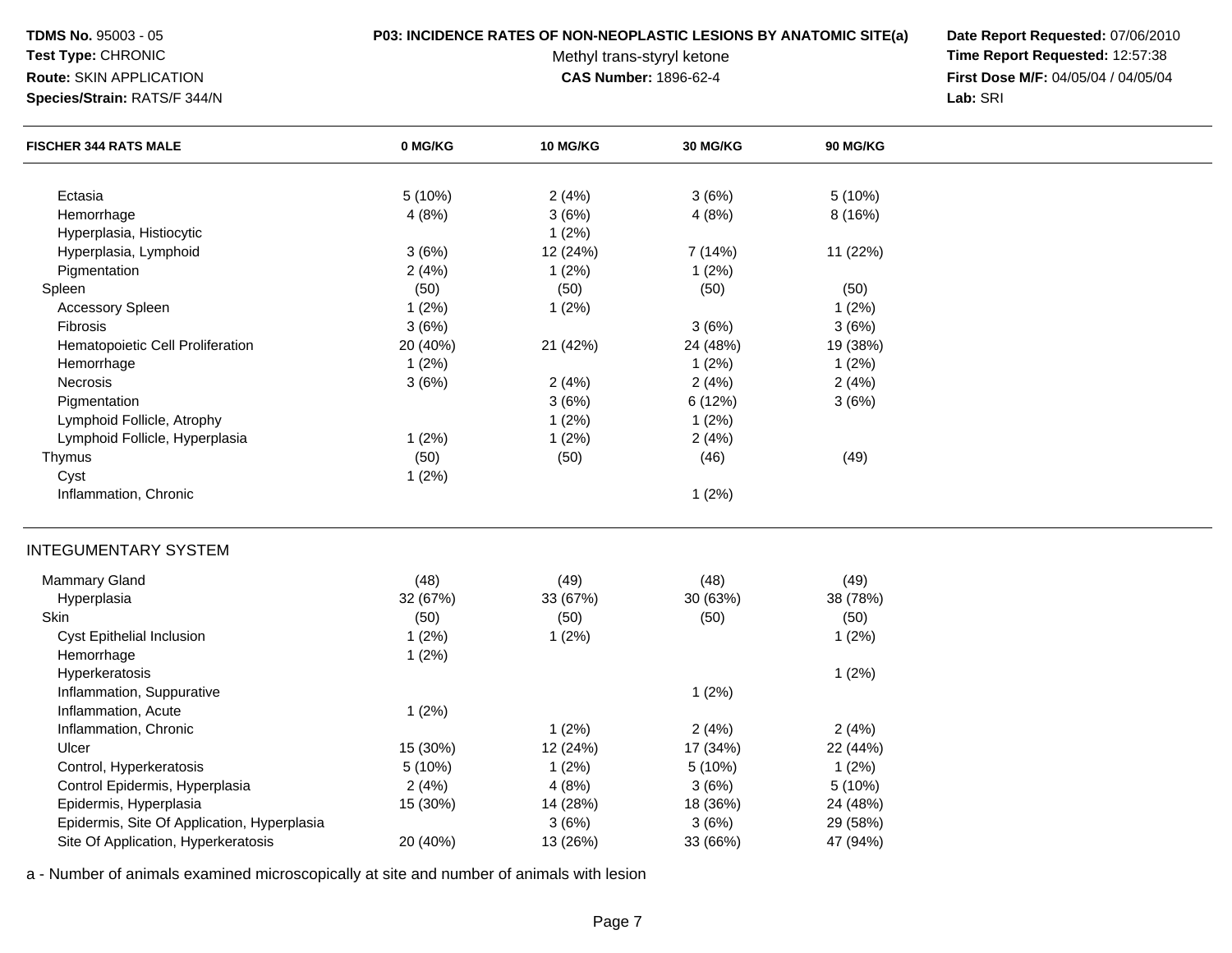**TDMS No.** 95003 - 05
**Test Type:** CHRONIC
**Route:** SKIN APPLICATION
**Species/Strain:** RATS/F 344/N

**P03: INCIDENCE RATES OF NON-NEOPLASTIC LESIONS BY ANATOMIC SITE(a)**
Methyl trans-styryl ketone
**CAS Number:** 1896-62-4

**Date Report Requested:** 07/06/2010
**Time Report Requested:** 12:57:38
**First Dose M/F:** 04/05/04 / 04/05/04
**Lab:** SRI

| FISCHER 344 RATS MALE | 0 MG/KG | 10 MG/KG | 30 MG/KG | 90 MG/KG |
|---|---|---|---|---|
| Ectasia | 5 (10%) | 2 (4%) | 3 (6%) | 5 (10%) |
| Hemorrhage | 4 (8%) | 3 (6%) | 4 (8%) | 8 (16%) |
| Hyperplasia, Histiocytic | | 1 (2%) | | |
| Hyperplasia, Lymphoid | 3 (6%) | 12 (24%) | 7 (14%) | 11 (22%) |
| Pigmentation | 2 (4%) | 1 (2%) | 1 (2%) | |
| Spleen | (50) | (50) | (50) | (50) |
| Accessory Spleen | 1 (2%) | 1 (2%) | | 1 (2%) |
| Fibrosis | 3 (6%) | | 3 (6%) | 3 (6%) |
| Hematopoietic Cell Proliferation | 20 (40%) | 21 (42%) | 24 (48%) | 19 (38%) |
| Hemorrhage | 1 (2%) | | 1 (2%) | 1 (2%) |
| Necrosis | 3 (6%) | 2 (4%) | 2 (4%) | 2 (4%) |
| Pigmentation | | 3 (6%) | 6 (12%) | 3 (6%) |
| Lymphoid Follicle, Atrophy | | 1 (2%) | 1 (2%) | |
| Lymphoid Follicle, Hyperplasia | 1 (2%) | 1 (2%) | 2 (4%) | |
| Thymus | (50) | (50) | (46) | (49) |
| Cyst | 1 (2%) | | | |
| Inflammation, Chronic | | | 1 (2%) | |
| **INTEGUMENTARY SYSTEM** | | | | |
| Mammary Gland | (48) | (49) | (48) | (49) |
| Hyperplasia | 32 (67%) | 33 (67%) | 30 (63%) | 38 (78%) |
| Skin | (50) | (50) | (50) | (50) |
| Cyst Epithelial Inclusion | 1 (2%) | 1 (2%) | | 1 (2%) |
| Hemorrhage | 1 (2%) | | | |
| Hyperkeratosis | | | | 1 (2%) |
| Inflammation, Suppurative | | | 1 (2%) | |
| Inflammation, Acute | 1 (2%) | | | |
| Inflammation, Chronic | | 1 (2%) | 2 (4%) | 2 (4%) |
| Ulcer | 15 (30%) | 12 (24%) | 17 (34%) | 22 (44%) |
| Control, Hyperkeratosis | 5 (10%) | 1 (2%) | 5 (10%) | 1 (2%) |
| Control Epidermis, Hyperplasia | 2 (4%) | 4 (8%) | 3 (6%) | 5 (10%) |
| Epidermis, Hyperplasia | 15 (30%) | 14 (28%) | 18 (36%) | 24 (48%) |
| Epidermis, Site Of Application, Hyperplasia | | 3 (6%) | 3 (6%) | 29 (58%) |
| Site Of Application, Hyperkeratosis | 20 (40%) | 13 (26%) | 33 (66%) | 47 (94%) |

a - Number of animals examined microscopically at site and number of animals with lesion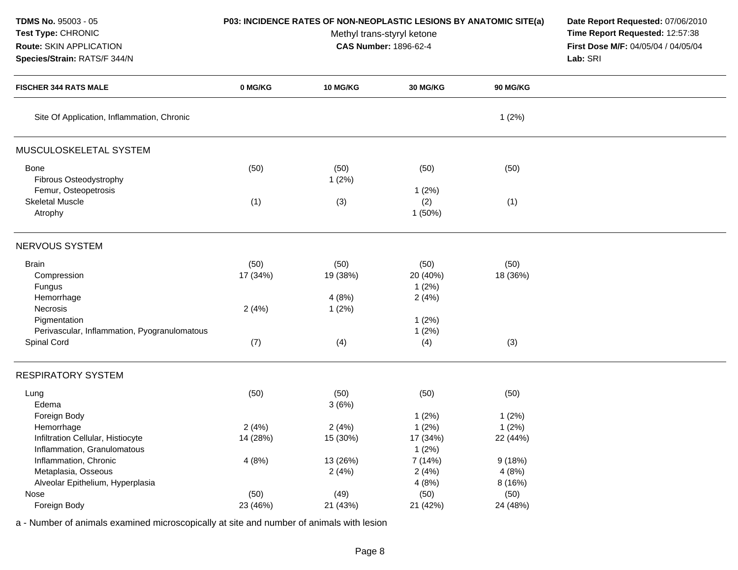**TDMS No.** 95003 - 05
**Test Type:** CHRONIC
**Route:** SKIN APPLICATION
**Species/Strain:** RATS/F 344/N

**P03: INCIDENCE RATES OF NON-NEOPLASTIC LESIONS BY ANATOMIC SITE(a)**
Methyl trans-styryl ketone
**CAS Number:** 1896-62-4

**Date Report Requested:** 07/06/2010
**Time Report Requested:** 12:57:38
**First Dose M/F:** 04/05/04 / 04/05/04
**Lab:** SRI

| FISCHER 344 RATS MALE | 0 MG/KG | 10 MG/KG | 30 MG/KG | 90 MG/KG |
|---|---|---|---|---|
| Site Of Application, Inflammation, Chronic | | | | 1 (2%) |
| **MUSCULOSKELETAL SYSTEM** | | | | |
| Bone | (50) | (50) | (50) | (50) |
| Fibrous Osteodystrophy | | 1 (2%) | | |
| Femur, Osteopetrosis | | | 1 (2%) | |
| Skeletal Muscle | (1) | (3) | (2) | (1) |
| Atrophy | | | 1 (50%) | |
| **NERVOUS SYSTEM** | | | | |
| Brain | (50) | (50) | (50) | (50) |
| Compression | 17 (34%) | 19 (38%) | 20 (40%) | 18 (36%) |
| Fungus | | | 1 (2%) | |
| Hemorrhage | | 4 (8%) | 2 (4%) | |
| Necrosis | 2 (4%) | 1 (2%) | | |
| Pigmentation | | | 1 (2%) | |
| Perivascular, Inflammation, Pyogranulomatous | | | 1 (2%) | |
| Spinal Cord | (7) | (4) | (4) | (3) |
| **RESPIRATORY SYSTEM** | | | | |
| Lung | (50) | (50) | (50) | (50) |
| Edema | | 3 (6%) | | |
| Foreign Body | | | 1 (2%) | 1 (2%) |
| Hemorrhage | 2 (4%) | 2 (4%) | 1 (2%) | 1 (2%) |
| Infiltration Cellular, Histiocyte | 14 (28%) | 15 (30%) | 17 (34%) | 22 (44%) |
| Inflammation, Granulomatous | | | 1 (2%) | |
| Inflammation, Chronic | 4 (8%) | 13 (26%) | 7 (14%) | 9 (18%) |
| Metaplasia, Osseous | | 2 (4%) | 2 (4%) | 4 (8%) |
| Alveolar Epithelium, Hyperplasia | | | 4 (8%) | 8 (16%) |
| Nose | (50) | (49) | (50) | (50) |
| Foreign Body | 23 (46%) | 21 (43%) | 21 (42%) | 24 (48%) |

a - Number of animals examined microscopically at site and number of animals with lesion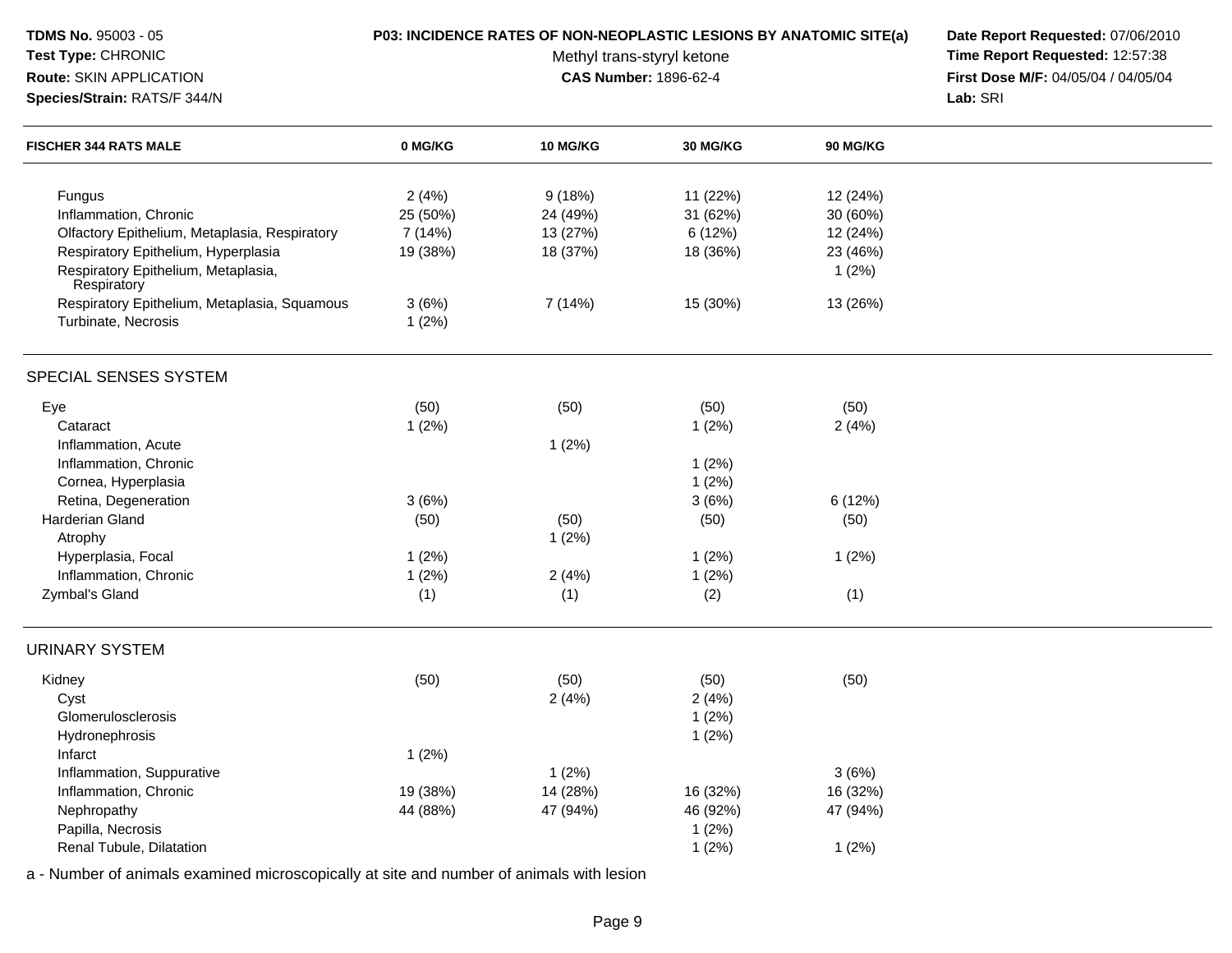**TDMS No.** 95003 - 05
**Test Type:** CHRONIC
**Route:** SKIN APPLICATION
**Species/Strain:** RATS/F 344/N

**P03: INCIDENCE RATES OF NON-NEOPLASTIC LESIONS BY ANATOMIC SITE(a)**
Methyl trans-styryl ketone
**CAS Number:** 1896-62-4

**Date Report Requested:** 07/06/2010
**Time Report Requested:** 12:57:38
**First Dose M/F:** 04/05/04 / 04/05/04
**Lab:** SRI

| FISCHER 344 RATS MALE | 0 MG/KG | 10 MG/KG | 30 MG/KG | 90 MG/KG |
|---|---|---|---|---|
| Fungus | 2 (4%) | 9 (18%) | 11 (22%) | 12 (24%) |
| Inflammation, Chronic | 25 (50%) | 24 (49%) | 31 (62%) | 30 (60%) |
| Olfactory Epithelium, Metaplasia, Respiratory | 7 (14%) | 13 (27%) | 6 (12%) | 12 (24%) |
| Respiratory Epithelium, Hyperplasia | 19 (38%) | 18 (37%) | 18 (36%) | 23 (46%) |
| Respiratory Epithelium, Metaplasia, Respiratory | | | | 1 (2%) |
| Respiratory Epithelium, Metaplasia, Squamous | 3 (6%) | 7 (14%) | 15 (30%) | 13 (26%) |
| Turbinate, Necrosis | 1 (2%) | | | |
| **SPECIAL SENSES SYSTEM** | | | | |
| Eye | (50) | (50) | (50) | (50) |
| Cataract | 1 (2%) | | 1 (2%) | 2 (4%) |
| Inflammation, Acute | | 1 (2%) | | |
| Inflammation, Chronic | | | 1 (2%) | |
| Cornea, Hyperplasia | | | 1 (2%) | |
| Retina, Degeneration | 3 (6%) | | 3 (6%) | 6 (12%) |
| Harderian Gland | (50) | (50) | (50) | (50) |
| Atrophy | | 1 (2%) | | |
| Hyperplasia, Focal | 1 (2%) | | 1 (2%) | 1 (2%) |
| Inflammation, Chronic | 1 (2%) | 2 (4%) | 1 (2%) | |
| Zymbal's Gland | (1) | (1) | (2) | (1) |
| **URINARY SYSTEM** | | | | |
| Kidney | (50) | (50) | (50) | (50) |
| Cyst | | 2 (4%) | 2 (4%) | |
| Glomerulosclerosis | | | 1 (2%) | |
| Hydronephrosis | | | 1 (2%) | |
| Infarct | 1 (2%) | | | |
| Inflammation, Suppurative | | 1 (2%) | | 3 (6%) |
| Inflammation, Chronic | 19 (38%) | 14 (28%) | 16 (32%) | 16 (32%) |
| Nephropathy | 44 (88%) | 47 (94%) | 46 (92%) | 47 (94%) |
| Papilla, Necrosis | | | 1 (2%) | |
| Renal Tubule, Dilatation | | | 1 (2%) | 1 (2%) |

a - Number of animals examined microscopically at site and number of animals with lesion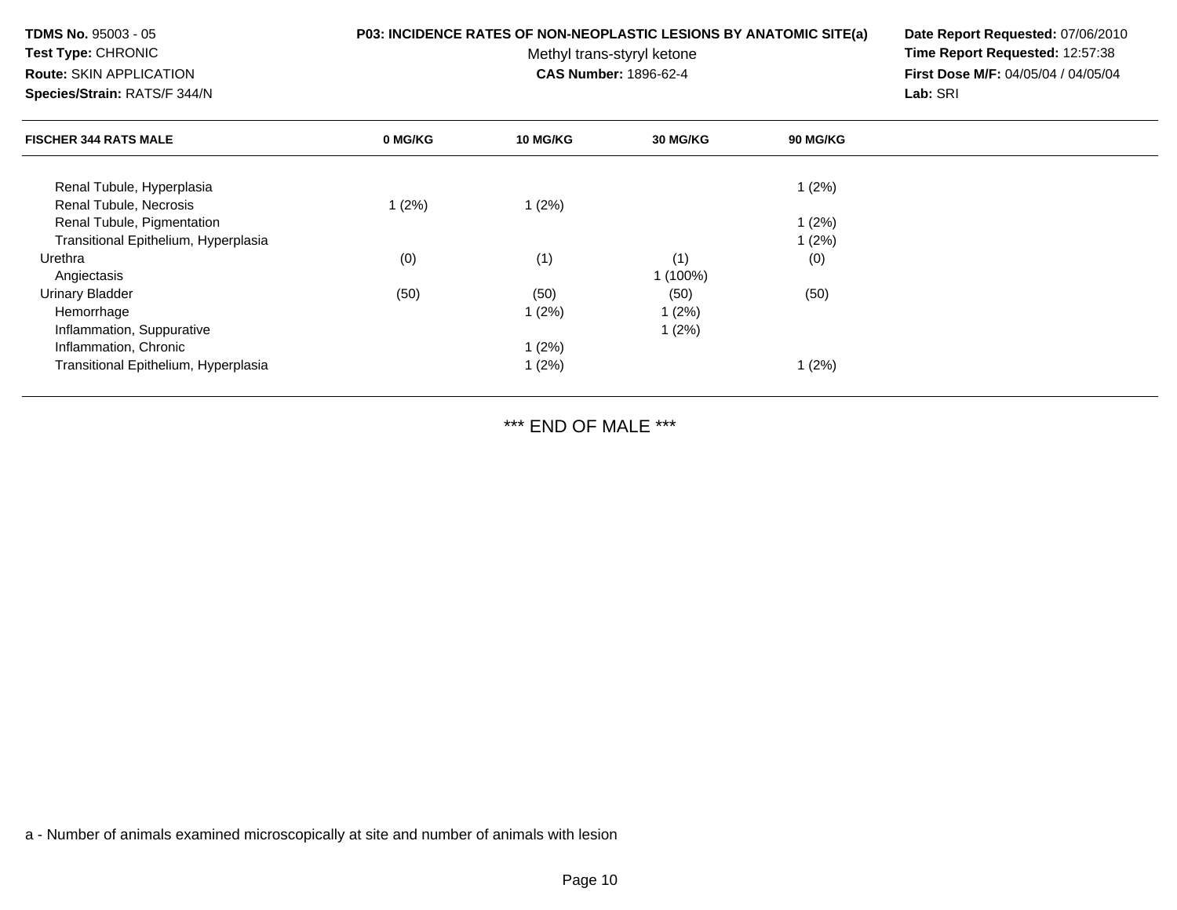**TDMS No.** 95003 - 05
**Test Type:** CHRONIC
**Route:** SKIN APPLICATION
**Species/Strain:** RATS/F 344/N

**P03: INCIDENCE RATES OF NON-NEOPLASTIC LESIONS BY ANATOMIC SITE(a)**
Methyl trans-styryl ketone
**CAS Number:** 1896-62-4

**Date Report Requested:** 07/06/2010
**Time Report Requested:** 12:57:38
**First Dose M/F:** 04/05/04 / 04/05/04
**Lab:** SRI

| FISCHER 344 RATS MALE | 0 MG/KG | 10 MG/KG | 30 MG/KG | 90 MG/KG |
|---|---|---|---|---|
| Renal Tubule, Hyperplasia | | | | 1 (2%) |
| Renal Tubule, Necrosis | 1 (2%) | 1 (2%) | | |
| Renal Tubule, Pigmentation | | | | 1 (2%) |
| Transitional Epithelium, Hyperplasia | | | | 1 (2%) |
| Urethra | (0) | (1) | (1) | (0) |
| Angiectasis | | | 1 (100%) | |
| Urinary Bladder | (50) | (50) | (50) | (50) |
| Hemorrhage | | 1 (2%) | 1 (2%) | |
| Inflammation, Suppurative | | | 1 (2%) | |
| Inflammation, Chronic | | 1 (2%) | | |
| Transitional Epithelium, Hyperplasia | | 1 (2%) | | 1 (2%) |

*** END OF MALE ***

a - Number of animals examined microscopically at site and number of animals with lesion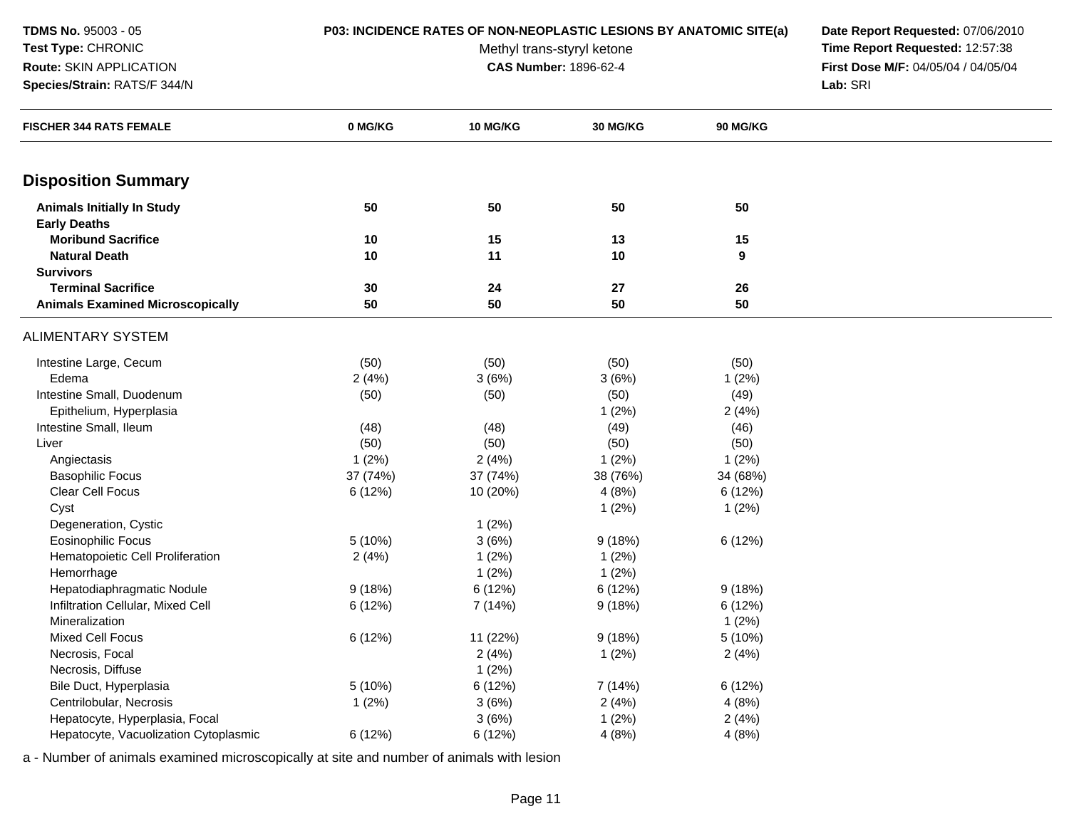**TDMS No.** 95003 - 05
**Test Type:** CHRONIC
**Route:** SKIN APPLICATION
**Species/Strain:** RATS/F 344/N

**P03: INCIDENCE RATES OF NON-NEOPLASTIC LESIONS BY ANATOMIC SITE(a)**
Methyl trans-styryl ketone
**CAS Number:** 1896-62-4

**Date Report Requested:** 07/06/2010
**Time Report Requested:** 12:57:38
**First Dose M/F:** 04/05/04 / 04/05/04
**Lab:** SRI

| FISCHER 344 RATS FEMALE | 0 MG/KG | 10 MG/KG | 30 MG/KG | 90 MG/KG |
|---|---|---|---|---|
| **Disposition Summary** | | | | |
| **Animals Initially In Study** | **50** | **50** | **50** | **50** |
| **Early Deaths** | | | | |
| **Moribund Sacrifice** | **10** | **15** | **13** | **15** |
| **Natural Death** | **10** | **11** | **10** | **9** |
| **Survivors** | | | | |
| **Terminal Sacrifice** | **30** | **24** | **27** | **26** |
| **Animals Examined Microscopically** | **50** | **50** | **50** | **50** |
| ALIMENTARY SYSTEM | | | | |
| Intestine Large, Cecum | (50) | (50) | (50) | (50) |
| Edema | 2 (4%) | 3 (6%) | 3 (6%) | 1 (2%) |
| Intestine Small, Duodenum | (50) | (50) | (50) | (49) |
| Epithelium, Hyperplasia | | | 1 (2%) | 2 (4%) |
| Intestine Small, Ileum | (48) | (48) | (49) | (46) |
| Liver | (50) | (50) | (50) | (50) |
| Angiectasis | 1 (2%) | 2 (4%) | 1 (2%) | 1 (2%) |
| Basophilic Focus | 37 (74%) | 37 (74%) | 38 (76%) | 34 (68%) |
| Clear Cell Focus | 6 (12%) | 10 (20%) | 4 (8%) | 6 (12%) |
| Cyst | | | 1 (2%) | 1 (2%) |
| Degeneration, Cystic | | 1 (2%) | | |
| Eosinophilic Focus | 5 (10%) | 3 (6%) | 9 (18%) | 6 (12%) |
| Hematopoietic Cell Proliferation | 2 (4%) | 1 (2%) | 1 (2%) | |
| Hemorrhage | | 1 (2%) | 1 (2%) | |
| Hepatodiaphragmatic Nodule | 9 (18%) | 6 (12%) | 6 (12%) | 9 (18%) |
| Infiltration Cellular, Mixed Cell | 6 (12%) | 7 (14%) | 9 (18%) | 6 (12%) |
| Mineralization | | | | 1 (2%) |
| Mixed Cell Focus | 6 (12%) | 11 (22%) | 9 (18%) | 5 (10%) |
| Necrosis, Focal | | 2 (4%) | 1 (2%) | 2 (4%) |
| Necrosis, Diffuse | | 1 (2%) | | |
| Bile Duct, Hyperplasia | 5 (10%) | 6 (12%) | 7 (14%) | 6 (12%) |
| Centrilobular, Necrosis | 1 (2%) | 3 (6%) | 2 (4%) | 4 (8%) |
| Hepatocyte, Hyperplasia, Focal | | 3 (6%) | 1 (2%) | 2 (4%) |
| Hepatocyte, Vacuolization Cytoplasmic | 6 (12%) | 6 (12%) | 4 (8%) | 4 (8%) |

a - Number of animals examined microscopically at site and number of animals with lesion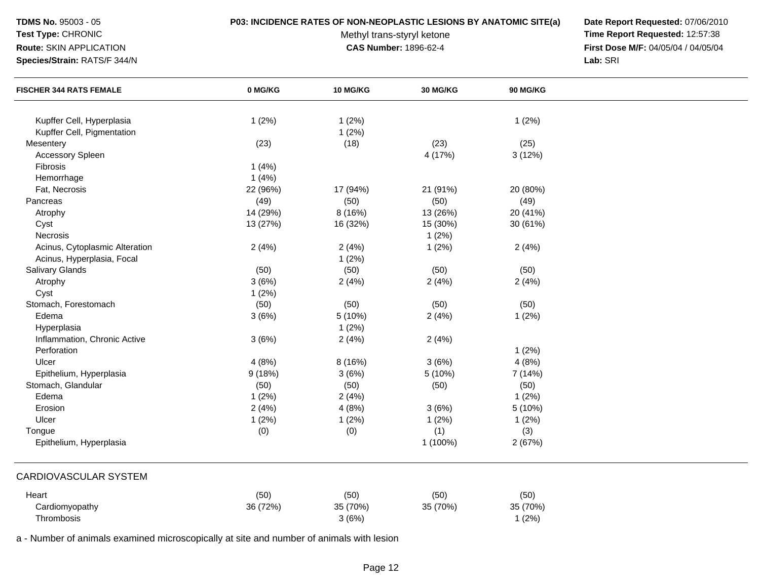**TDMS No.** 95003 - 05
**Test Type:** CHRONIC
**Route:** SKIN APPLICATION
**Species/Strain:** RATS/F 344/N

**P03: INCIDENCE RATES OF NON-NEOPLASTIC LESIONS BY ANATOMIC SITE(a)**
Methyl trans-styryl ketone
**CAS Number:** 1896-62-4

**Date Report Requested:** 07/06/2010
**Time Report Requested:** 12:57:38
**First Dose M/F:** 04/05/04 / 04/05/04
**Lab:** SRI

| FISCHER 344 RATS FEMALE | 0 MG/KG | 10 MG/KG | 30 MG/KG | 90 MG/KG |
|---|---|---|---|---|
| Kupffer Cell, Hyperplasia | 1 (2%) | 1 (2%) | | 1 (2%) |
| Kupffer Cell, Pigmentation | | 1 (2%) | | |
| Mesentery | (23) | (18) | (23) | (25) |
| Accessory Spleen | | | 4 (17%) | 3 (12%) |
| Fibrosis | 1 (4%) | | | |
| Hemorrhage | 1 (4%) | | | |
| Fat, Necrosis | 22 (96%) | 17 (94%) | 21 (91%) | 20 (80%) |
| Pancreas | (49) | (50) | (50) | (49) |
| Atrophy | 14 (29%) | 8 (16%) | 13 (26%) | 20 (41%) |
| Cyst | 13 (27%) | 16 (32%) | 15 (30%) | 30 (61%) |
| Necrosis | | | 1 (2%) | |
| Acinus, Cytoplasmic Alteration | 2 (4%) | 2 (4%) | 1 (2%) | 2 (4%) |
| Acinus, Hyperplasia, Focal | | 1 (2%) | | |
| Salivary Glands | (50) | (50) | (50) | (50) |
| Atrophy | 3 (6%) | 2 (4%) | 2 (4%) | 2 (4%) |
| Cyst | 1 (2%) | | | |
| Stomach, Forestomach | (50) | (50) | (50) | (50) |
| Edema | 3 (6%) | 5 (10%) | 2 (4%) | 1 (2%) |
| Hyperplasia | | 1 (2%) | | |
| Inflammation, Chronic Active | 3 (6%) | 2 (4%) | 2 (4%) | |
| Perforation | | | | 1 (2%) |
| Ulcer | 4 (8%) | 8 (16%) | 3 (6%) | 4 (8%) |
| Epithelium, Hyperplasia | 9 (18%) | 3 (6%) | 5 (10%) | 7 (14%) |
| Stomach, Glandular | (50) | (50) | (50) | (50) |
| Edema | 1 (2%) | 2 (4%) | | 1 (2%) |
| Erosion | 2 (4%) | 4 (8%) | 3 (6%) | 5 (10%) |
| Ulcer | 1 (2%) | 1 (2%) | 1 (2%) | 1 (2%) |
| Tongue | (0) | (0) | (1) | (3) |
| Epithelium, Hyperplasia | | | 1 (100%) | 2 (67%) |
| **CARDIOVASCULAR SYSTEM** | | | | |
| Heart | (50) | (50) | (50) | (50) |
| Cardiomyopathy | 36 (72%) | 35 (70%) | 35 (70%) | 35 (70%) |
| Thrombosis | | 3 (6%) | | 1 (2%) |

a - Number of animals examined microscopically at site and number of animals with lesion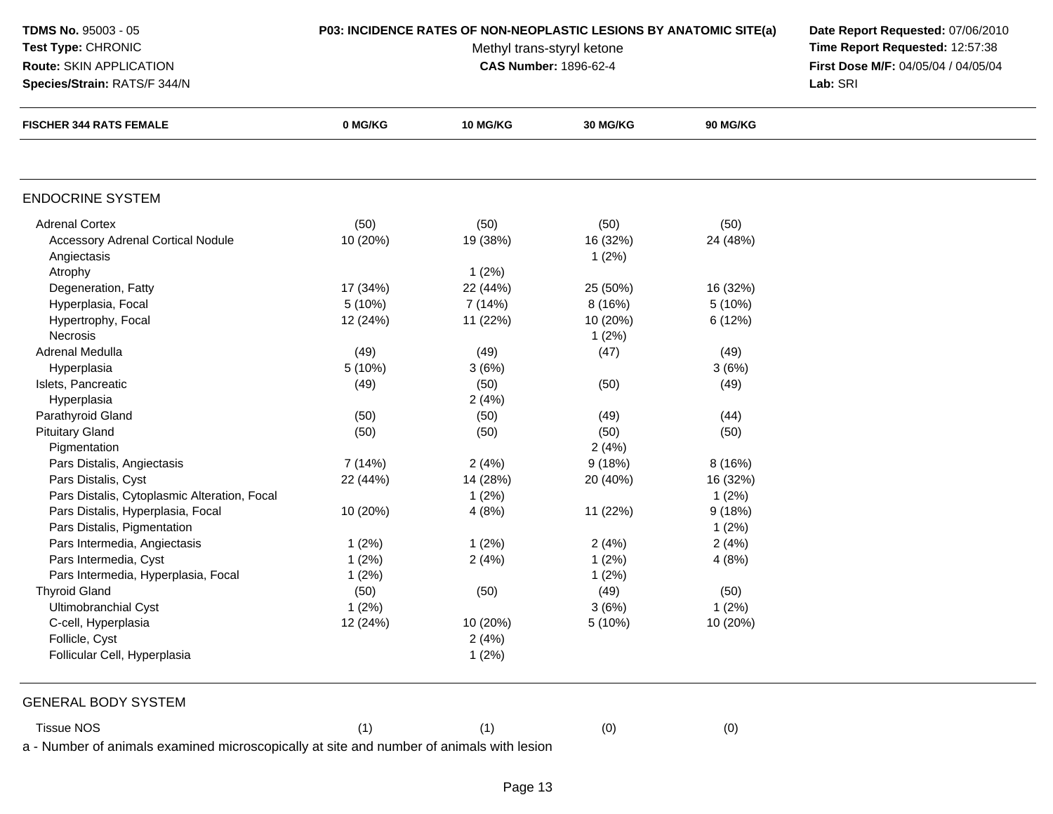**TDMS No.** 95003 - 05
**Test Type:** CHRONIC
**Route:** SKIN APPLICATION
**Species/Strain:** RATS/F 344/N

**P03: INCIDENCE RATES OF NON-NEOPLASTIC LESIONS BY ANATOMIC SITE(a)**
Methyl trans-styryl ketone
**CAS Number:** 1896-62-4

**Date Report Requested:** 07/06/2010
**Time Report Requested:** 12:57:38
**First Dose M/F:** 04/05/04 / 04/05/04
**Lab:** SRI

| FISCHER 344 RATS FEMALE | 0 MG/KG | 10 MG/KG | 30 MG/KG | 90 MG/KG |
|---|---|---|---|---|
| **ENDOCRINE SYSTEM** | | | | |
| Adrenal Cortex | (50) | (50) | (50) | (50) |
| Accessory Adrenal Cortical Nodule | 10 (20%) | 19 (38%) | 16 (32%) | 24 (48%) |
| Angiectasis | | | 1 (2%) | |
| Atrophy | | 1 (2%) | | |
| Degeneration, Fatty | 17 (34%) | 22 (44%) | 25 (50%) | 16 (32%) |
| Hyperplasia, Focal | 5 (10%) | 7 (14%) | 8 (16%) | 5 (10%) |
| Hypertrophy, Focal | 12 (24%) | 11 (22%) | 10 (20%) | 6 (12%) |
| Necrosis | | | 1 (2%) | |
| Adrenal Medulla | (49) | (49) | (47) | (49) |
| Hyperplasia | 5 (10%) | 3 (6%) | | 3 (6%) |
| Islets, Pancreatic | (49) | (50) | (50) | (49) |
| Hyperplasia | | 2 (4%) | | |
| Parathyroid Gland | (50) | (50) | (49) | (44) |
| Pituitary Gland | (50) | (50) | (50) | (50) |
| Pigmentation | | | 2 (4%) | |
| Pars Distalis, Angiectasis | 7 (14%) | 2 (4%) | 9 (18%) | 8 (16%) |
| Pars Distalis, Cyst | 22 (44%) | 14 (28%) | 20 (40%) | 16 (32%) |
| Pars Distalis, Cytoplasmic Alteration, Focal | | 1 (2%) | | 1 (2%) |
| Pars Distalis, Hyperplasia, Focal | 10 (20%) | 4 (8%) | 11 (22%) | 9 (18%) |
| Pars Distalis, Pigmentation | | | | 1 (2%) |
| Pars Intermedia, Angiectasis | 1 (2%) | 1 (2%) | 2 (4%) | 2 (4%) |
| Pars Intermedia, Cyst | 1 (2%) | 2 (4%) | 1 (2%) | 4 (8%) |
| Pars Intermedia, Hyperplasia, Focal | 1 (2%) | | 1 (2%) | |
| Thyroid Gland | (50) | (50) | (49) | (50) |
| Ultimobranchial Cyst | 1 (2%) | | 3 (6%) | 1 (2%) |
| C-cell, Hyperplasia | 12 (24%) | 10 (20%) | 5 (10%) | 10 (20%) |
| Follicle, Cyst | | 2 (4%) | | |
| Follicular Cell, Hyperplasia | | 1 (2%) | | |
| **GENERAL BODY SYSTEM** | | | | |
| Tissue NOS | (1) | (1) | (0) | (0) |

a - Number of animals examined microscopically at site and number of animals with lesion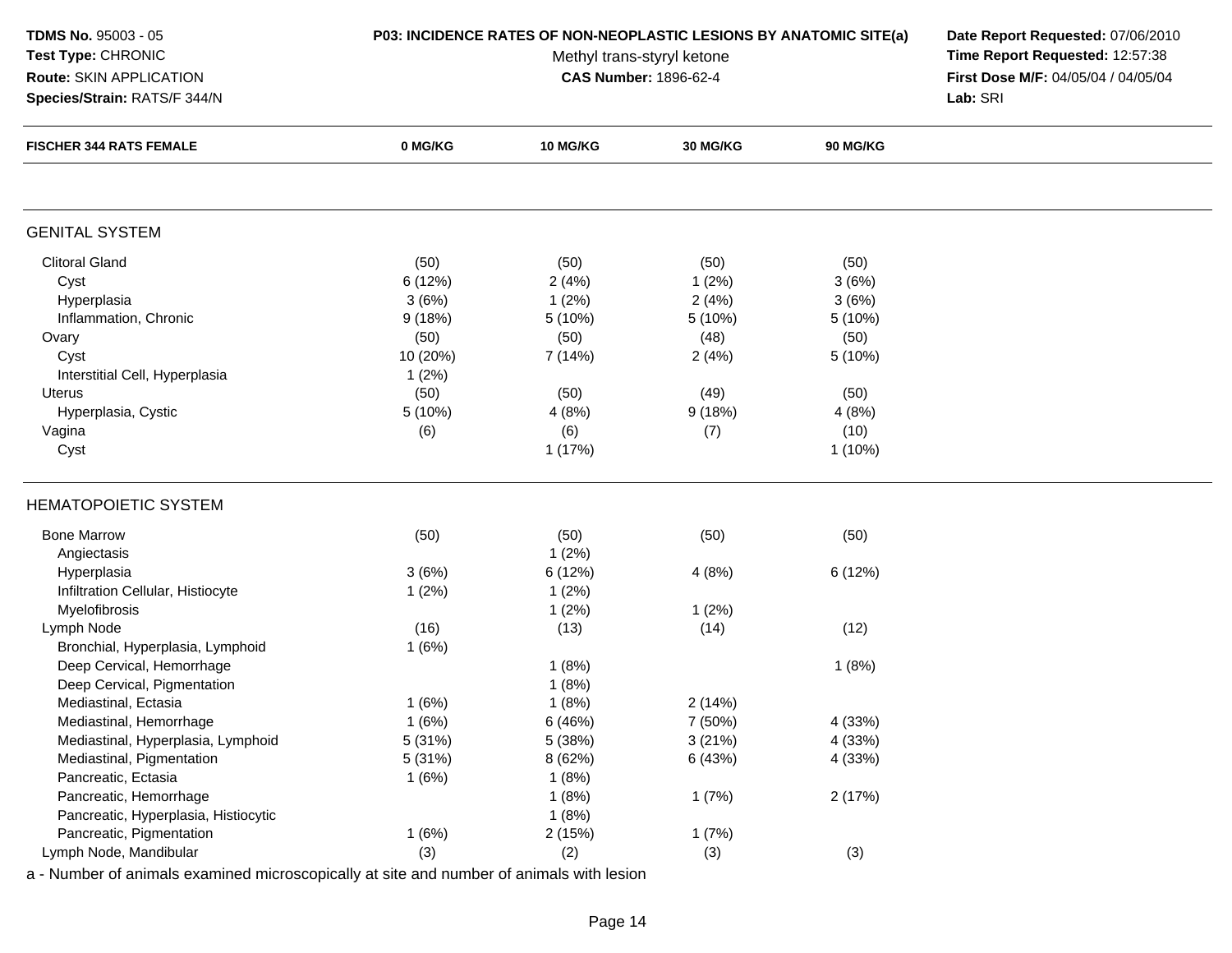**TDMS No.** 95003 - 05
**Test Type:** CHRONIC
**Route:** SKIN APPLICATION
**Species/Strain:** RATS/F 344/N

**P03: INCIDENCE RATES OF NON-NEOPLASTIC LESIONS BY ANATOMIC SITE(a)**
Methyl trans-styryl ketone
**CAS Number:** 1896-62-4

**Date Report Requested:** 07/06/2010
**Time Report Requested:** 12:57:38
**First Dose M/F:** 04/05/04 / 04/05/04
**Lab:** SRI

| FISCHER 344 RATS FEMALE | 0 MG/KG | 10 MG/KG | 30 MG/KG | 90 MG/KG |
|---|---|---|---|---|
| **GENITAL SYSTEM** | | | | |
| Clitoral Gland | (50) | (50) | (50) | (50) |
| Cyst | 6 (12%) | 2 (4%) | 1 (2%) | 3 (6%) |
| Hyperplasia | 3 (6%) | 1 (2%) | 2 (4%) | 3 (6%) |
| Inflammation, Chronic | 9 (18%) | 5 (10%) | 5 (10%) | 5 (10%) |
| Ovary | (50) | (50) | (48) | (50) |
| Cyst | 10 (20%) | 7 (14%) | 2 (4%) | 5 (10%) |
| Interstitial Cell, Hyperplasia | 1 (2%) | | | |
| Uterus | (50) | (50) | (49) | (50) |
| Hyperplasia, Cystic | 5 (10%) | 4 (8%) | 9 (18%) | 4 (8%) |
| Vagina | (6) | (6) | (7) | (10) |
| Cyst | | 1 (17%) | | 1 (10%) |
| **HEMATOPOIETIC SYSTEM** | | | | |
| Bone Marrow | (50) | (50) | (50) | (50) |
| Angiectasis | | 1 (2%) | | |
| Hyperplasia | 3 (6%) | 6 (12%) | 4 (8%) | 6 (12%) |
| Infiltration Cellular, Histiocyte | 1 (2%) | 1 (2%) | | |
| Myelofibrosis | | 1 (2%) | 1 (2%) | |
| Lymph Node | (16) | (13) | (14) | (12) |
| Bronchial, Hyperplasia, Lymphoid | 1 (6%) | | | |
| Deep Cervical, Hemorrhage | | 1 (8%) | | 1 (8%) |
| Deep Cervical, Pigmentation | | 1 (8%) | | |
| Mediastinal, Ectasia | 1 (6%) | 1 (8%) | 2 (14%) | |
| Mediastinal, Hemorrhage | 1 (6%) | 6 (46%) | 7 (50%) | 4 (33%) |
| Mediastinal, Hyperplasia, Lymphoid | 5 (31%) | 5 (38%) | 3 (21%) | 4 (33%) |
| Mediastinal, Pigmentation | 5 (31%) | 8 (62%) | 6 (43%) | 4 (33%) |
| Pancreatic, Ectasia | 1 (6%) | 1 (8%) | | |
| Pancreatic, Hemorrhage | | 1 (8%) | 1 (7%) | 2 (17%) |
| Pancreatic, Hyperplasia, Histiocytic | | 1 (8%) | | |
| Pancreatic, Pigmentation | 1 (6%) | 2 (15%) | 1 (7%) | |
| Lymph Node, Mandibular | (3) | (2) | (3) | (3) |

a - Number of animals examined microscopically at site and number of animals with lesion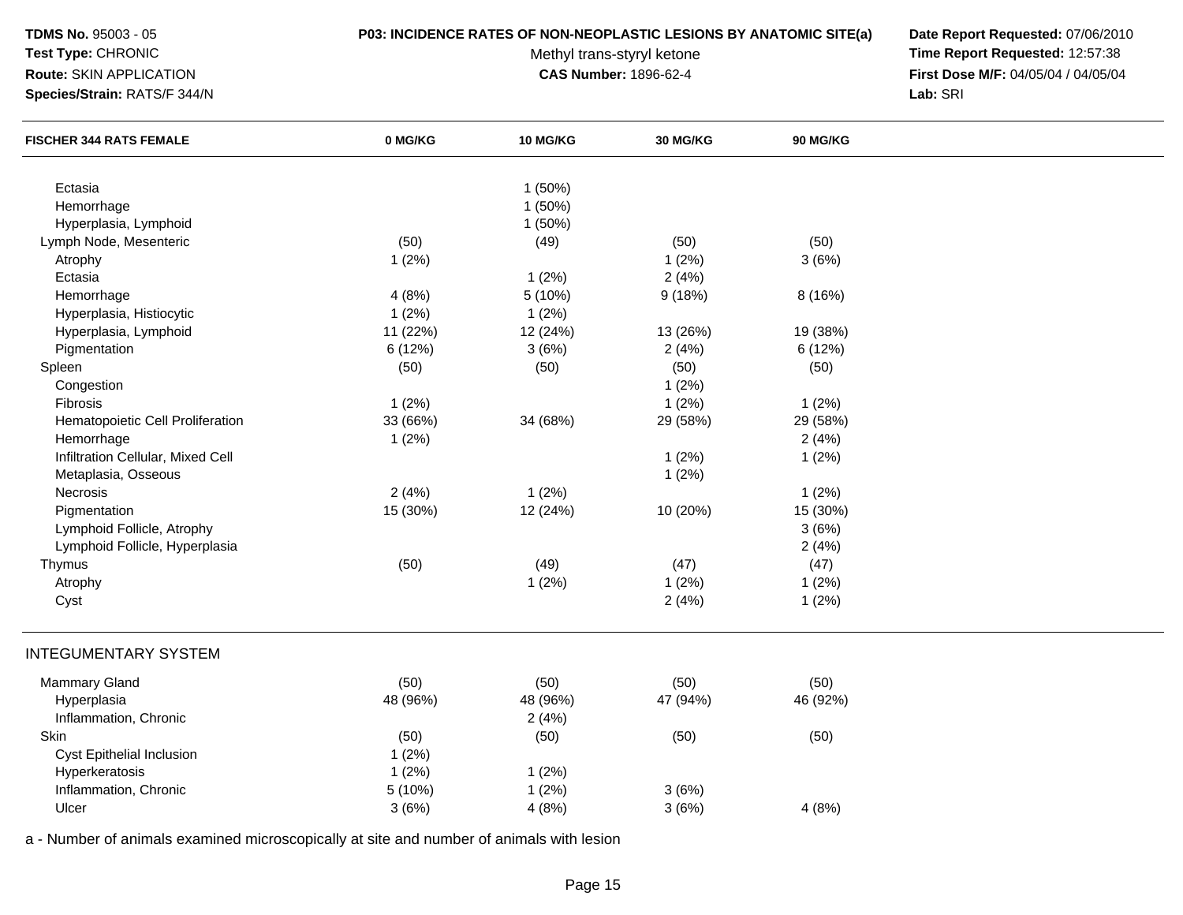**TDMS No.** 95003 - 05
**Test Type:** CHRONIC
**Route:** SKIN APPLICATION
**Species/Strain:** RATS/F 344/N

**P03: INCIDENCE RATES OF NON-NEOPLASTIC LESIONS BY ANATOMIC SITE(a)**
Methyl trans-styryl ketone
**CAS Number:** 1896-62-4

**Date Report Requested:** 07/06/2010
**Time Report Requested:** 12:57:38
**First Dose M/F:** 04/05/04 / 04/05/04
**Lab:** SRI

| FISCHER 344 RATS FEMALE | 0 MG/KG | 10 MG/KG | 30 MG/KG | 90 MG/KG |
|---|---|---|---|---|
| Ectasia | | 1 (50%) | | |
| Hemorrhage | | 1 (50%) | | |
| Hyperplasia, Lymphoid | | 1 (50%) | | |
| Lymph Node, Mesenteric | (50) | (49) | (50) | (50) |
| Atrophy | 1 (2%) | | 1 (2%) | 3 (6%) |
| Ectasia | | 1 (2%) | 2 (4%) | |
| Hemorrhage | 4 (8%) | 5 (10%) | 9 (18%) | 8 (16%) |
| Hyperplasia, Histiocytic | 1 (2%) | 1 (2%) | | |
| Hyperplasia, Lymphoid | 11 (22%) | 12 (24%) | 13 (26%) | 19 (38%) |
| Pigmentation | 6 (12%) | 3 (6%) | 2 (4%) | 6 (12%) |
| Spleen | (50) | (50) | (50) | (50) |
| Congestion | | | 1 (2%) | |
| Fibrosis | 1 (2%) | | 1 (2%) | 1 (2%) |
| Hematopoietic Cell Proliferation | 33 (66%) | 34 (68%) | 29 (58%) | 29 (58%) |
| Hemorrhage | 1 (2%) | | | 2 (4%) |
| Infiltration Cellular, Mixed Cell | | | 1 (2%) | 1 (2%) |
| Metaplasia, Osseous | | | 1 (2%) | |
| Necrosis | 2 (4%) | 1 (2%) | | 1 (2%) |
| Pigmentation | 15 (30%) | 12 (24%) | 10 (20%) | 15 (30%) |
| Lymphoid Follicle, Atrophy | | | | 3 (6%) |
| Lymphoid Follicle, Hyperplasia | | | | 2 (4%) |
| Thymus | (50) | (49) | (47) | (47) |
| Atrophy | | 1 (2%) | 1 (2%) | 1 (2%) |
| Cyst | | | 2 (4%) | 1 (2%) |
| **INTEGUMENTARY SYSTEM** | | | | |
| Mammary Gland | (50) | (50) | (50) | (50) |
| Hyperplasia | 48 (96%) | 48 (96%) | 47 (94%) | 46 (92%) |
| Inflammation, Chronic | | 2 (4%) | | |
| Skin | (50) | (50) | (50) | (50) |
| Cyst Epithelial Inclusion | 1 (2%) | | | |
| Hyperkeratosis | 1 (2%) | 1 (2%) | | |
| Inflammation, Chronic | 5 (10%) | 1 (2%) | 3 (6%) | |
| Ulcer | 3 (6%) | 4 (8%) | 3 (6%) | 4 (8%) |

a - Number of animals examined microscopically at site and number of animals with lesion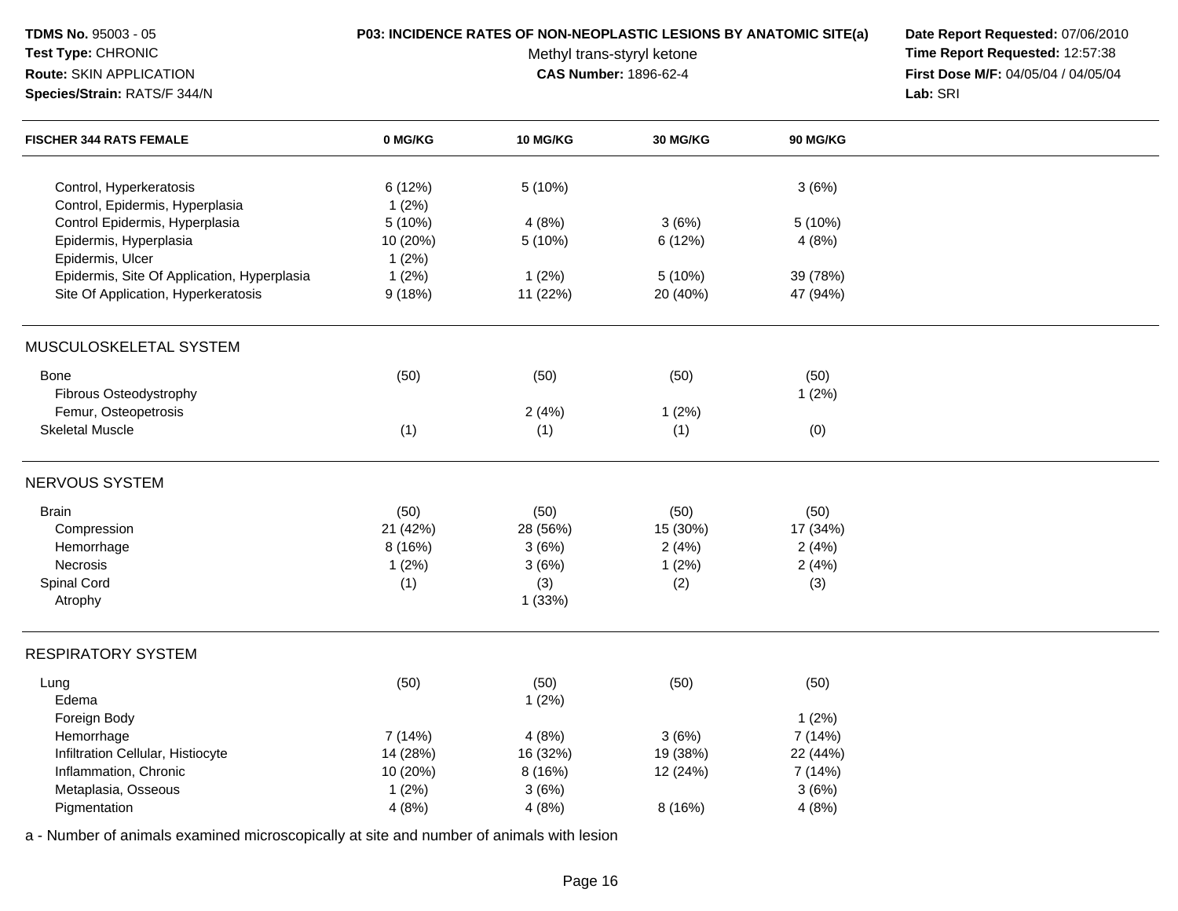**TDMS No.** 95003 - 05
**Test Type:** CHRONIC
**Route:** SKIN APPLICATION
**Species/Strain:** RATS/F 344/N

**P03: INCIDENCE RATES OF NON-NEOPLASTIC LESIONS BY ANATOMIC SITE(a)**
Methyl trans-styryl ketone
**CAS Number:** 1896-62-4

**Date Report Requested:** 07/06/2010
**Time Report Requested:** 12:57:38
**First Dose M/F:** 04/05/04 / 04/05/04
**Lab:** SRI

| FISCHER 344 RATS FEMALE | 0 MG/KG | 10 MG/KG | 30 MG/KG | 90 MG/KG |
|---|---|---|---|---|
| Control, Hyperkeratosis | 6 (12%) | 5 (10%) | | 3 (6%) |
| Control, Epidermis, Hyperplasia | 1 (2%) | | | |
| Control Epidermis, Hyperplasia | 5 (10%) | 4 (8%) | 3 (6%) | 5 (10%) |
| Epidermis, Hyperplasia | 10 (20%) | 5 (10%) | 6 (12%) | 4 (8%) |
| Epidermis, Ulcer | 1 (2%) | | | |
| Epidermis, Site Of Application, Hyperplasia | 1 (2%) | 1 (2%) | 5 (10%) | 39 (78%) |
| Site Of Application, Hyperkeratosis | 9 (18%) | 11 (22%) | 20 (40%) | 47 (94%) |
| **MUSCULOSKELETAL SYSTEM** | | | | |
| Bone | (50) | (50) | (50) | (50) |
| Fibrous Osteodystrophy | | | | 1 (2%) |
| Femur, Osteopetrosis | | 2 (4%) | 1 (2%) | |
| Skeletal Muscle | (1) | (1) | (1) | (0) |
| **NERVOUS SYSTEM** | | | | |
| Brain | (50) | (50) | (50) | (50) |
| Compression | 21 (42%) | 28 (56%) | 15 (30%) | 17 (34%) |
| Hemorrhage | 8 (16%) | 3 (6%) | 2 (4%) | 2 (4%) |
| Necrosis | 1 (2%) | 3 (6%) | 1 (2%) | 2 (4%) |
| Spinal Cord | (1) | (3) | (2) | (3) |
| Atrophy | | 1 (33%) | | |
| **RESPIRATORY SYSTEM** | | | | |
| Lung | (50) | (50) | (50) | (50) |
| Edema | | 1 (2%) | | |
| Foreign Body | | | | 1 (2%) |
| Hemorrhage | 7 (14%) | 4 (8%) | 3 (6%) | 7 (14%) |
| Infiltration Cellular, Histiocyte | 14 (28%) | 16 (32%) | 19 (38%) | 22 (44%) |
| Inflammation, Chronic | 10 (20%) | 8 (16%) | 12 (24%) | 7 (14%) |
| Metaplasia, Osseous | 1 (2%) | 3 (6%) | | 3 (6%) |
| Pigmentation | 4 (8%) | 4 (8%) | 8 (16%) | 4 (8%) |

a - Number of animals examined microscopically at site and number of animals with lesion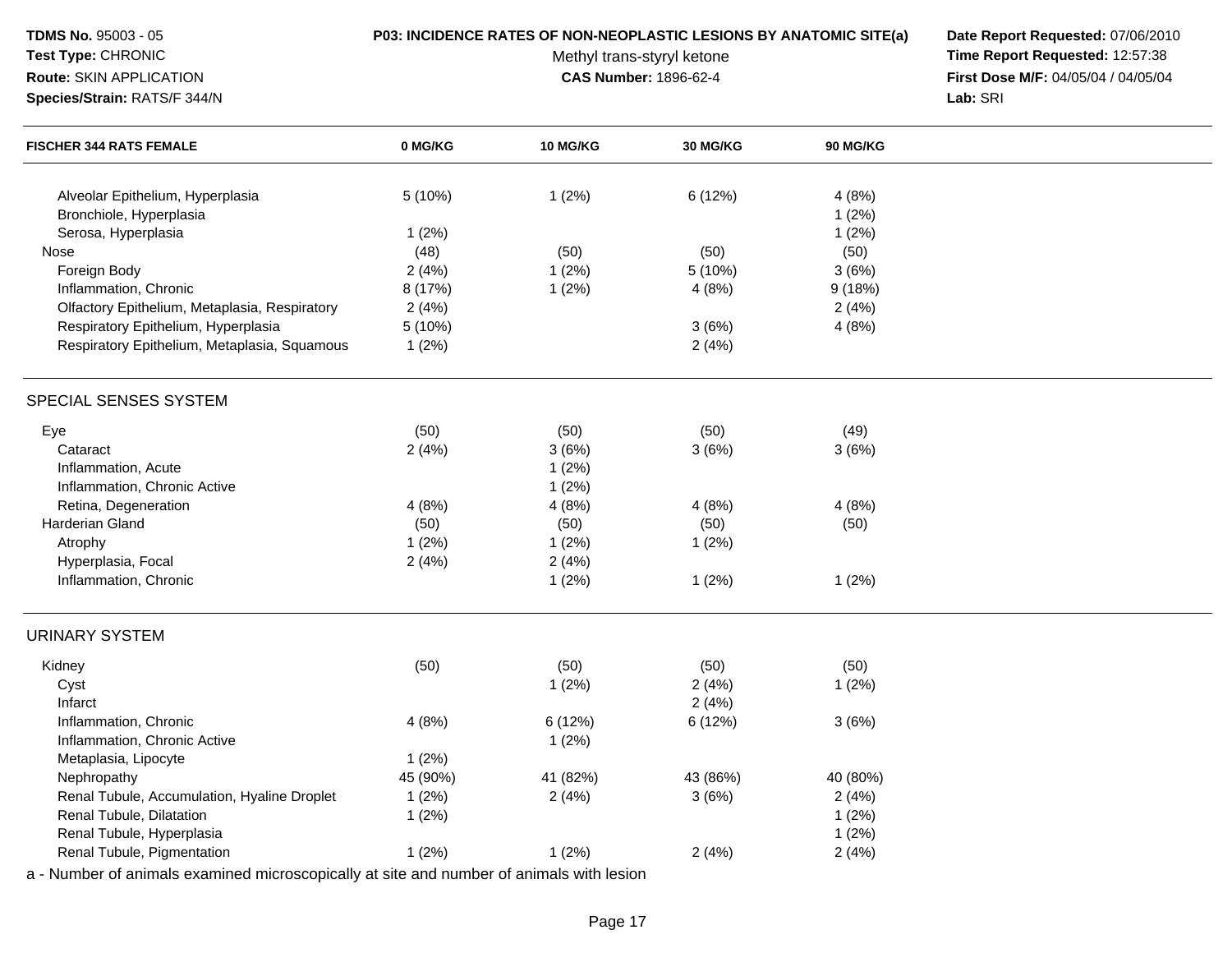| FISCHER 344 RATS FEMALE | 0 MG/KG | 10 MG/KG | 30 MG/KG | 90 MG/KG |
|---|---|---|---|---|
| Alveolar Epithelium, Hyperplasia | 5 (10%) | 1 (2%) | 6 (12%) | 4 (8%) |
| Bronchiole, Hyperplasia | | | | 1 (2%) |
| Serosa, Hyperplasia | 1 (2%) | | | 1 (2%) |
| Nose | (48) | (50) | (50) | (50) |
| Foreign Body | 2 (4%) | 1 (2%) | 5 (10%) | 3 (6%) |
| Inflammation, Chronic | 8 (17%) | 1 (2%) | 4 (8%) | 9 (18%) |
| Olfactory Epithelium, Metaplasia, Respiratory | 2 (4%) | | | 2 (4%) |
| Respiratory Epithelium, Hyperplasia | 5 (10%) | | 3 (6%) | 4 (8%) |
| Respiratory Epithelium, Metaplasia, Squamous | 1 (2%) | | 2 (4%) | |
| **SPECIAL SENSES SYSTEM** | | | | |
| Eye | (50) | (50) | (50) | (49) |
| Cataract | 2 (4%) | 3 (6%) | 3 (6%) | 3 (6%) |
| Inflammation, Acute | | 1 (2%) | | |
| Inflammation, Chronic Active | | 1 (2%) | | |
| Retina, Degeneration | 4 (8%) | 4 (8%) | 4 (8%) | 4 (8%) |
| Harderian Gland | (50) | (50) | (50) | (50) |
| Atrophy | 1 (2%) | 1 (2%) | 1 (2%) | |
| Hyperplasia, Focal | 2 (4%) | 2 (4%) | | |
| Inflammation, Chronic | | 1 (2%) | 1 (2%) | 1 (2%) |
| **URINARY SYSTEM** | | | | |
| Kidney | (50) | (50) | (50) | (50) |
| Cyst | | 1 (2%) | 2 (4%) | 1 (2%) |
| Infarct | | | 2 (4%) | |
| Inflammation, Chronic | 4 (8%) | 6 (12%) | 6 (12%) | 3 (6%) |
| Inflammation, Chronic Active | | 1 (2%) | | |
| Metaplasia, Lipocyte | 1 (2%) | | | |
| Nephropathy | 45 (90%) | 41 (82%) | 43 (86%) | 40 (80%) |
| Renal Tubule, Accumulation, Hyaline Droplet | 1 (2%) | 2 (4%) | 3 (6%) | 2 (4%) |
| Renal Tubule, Dilatation | 1 (2%) | | | 1 (2%) |
| Renal Tubule, Hyperplasia | | | | 1 (2%) |
| Renal Tubule, Pigmentation | 1 (2%) | 1 (2%) | 2 (4%) | 2 (4%) |

a - Number of animals examined microscopically at site and number of animals with lesion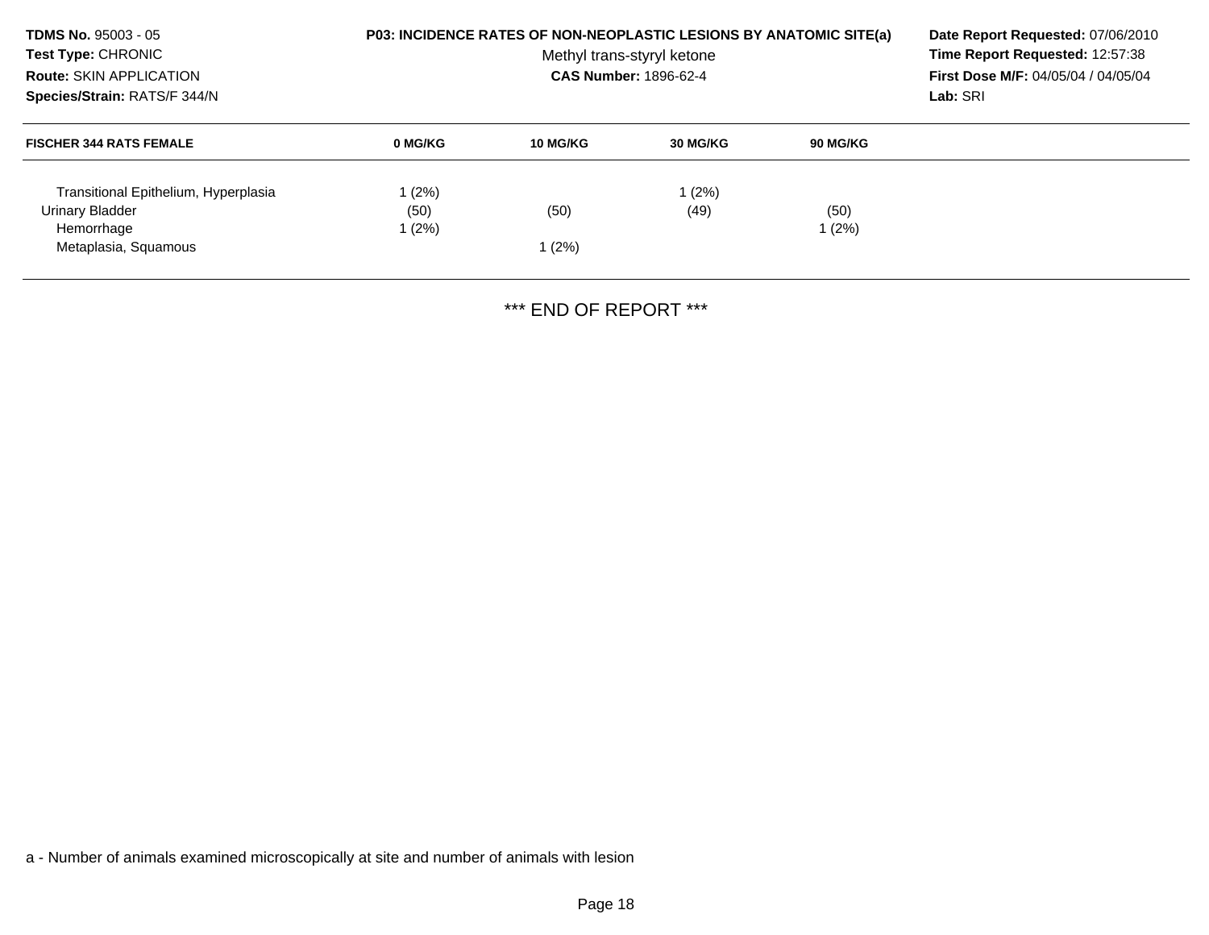**TDMS No.** 95003 - 05
**Test Type:** CHRONIC
**Route:** SKIN APPLICATION
**Species/Strain:** RATS/F 344/N

**P03: INCIDENCE RATES OF NON-NEOPLASTIC LESIONS BY ANATOMIC SITE(a)**
Methyl trans-styryl ketone
**CAS Number:** 1896-62-4

**Date Report Requested:** 07/06/2010
**Time Report Requested:** 12:57:38
**First Dose M/F:** 04/05/04 / 04/05/04
**Lab:** SRI

| FISCHER 344 RATS FEMALE | 0 MG/KG | 10 MG/KG | 30 MG/KG | 90 MG/KG |
|---|---|---|---|---|
| Transitional Epithelium, Hyperplasia | 1 (2%) | | 1 (2%) | |
| Urinary Bladder | (50) | (50) | (49) | (50) |
| Hemorrhage | 1 (2%) | | | 1 (2%) |
| Metaplasia, Squamous | | 1 (2%) | | |

*** END OF REPORT ***

a - Number of animals examined microscopically at site and number of animals with lesion